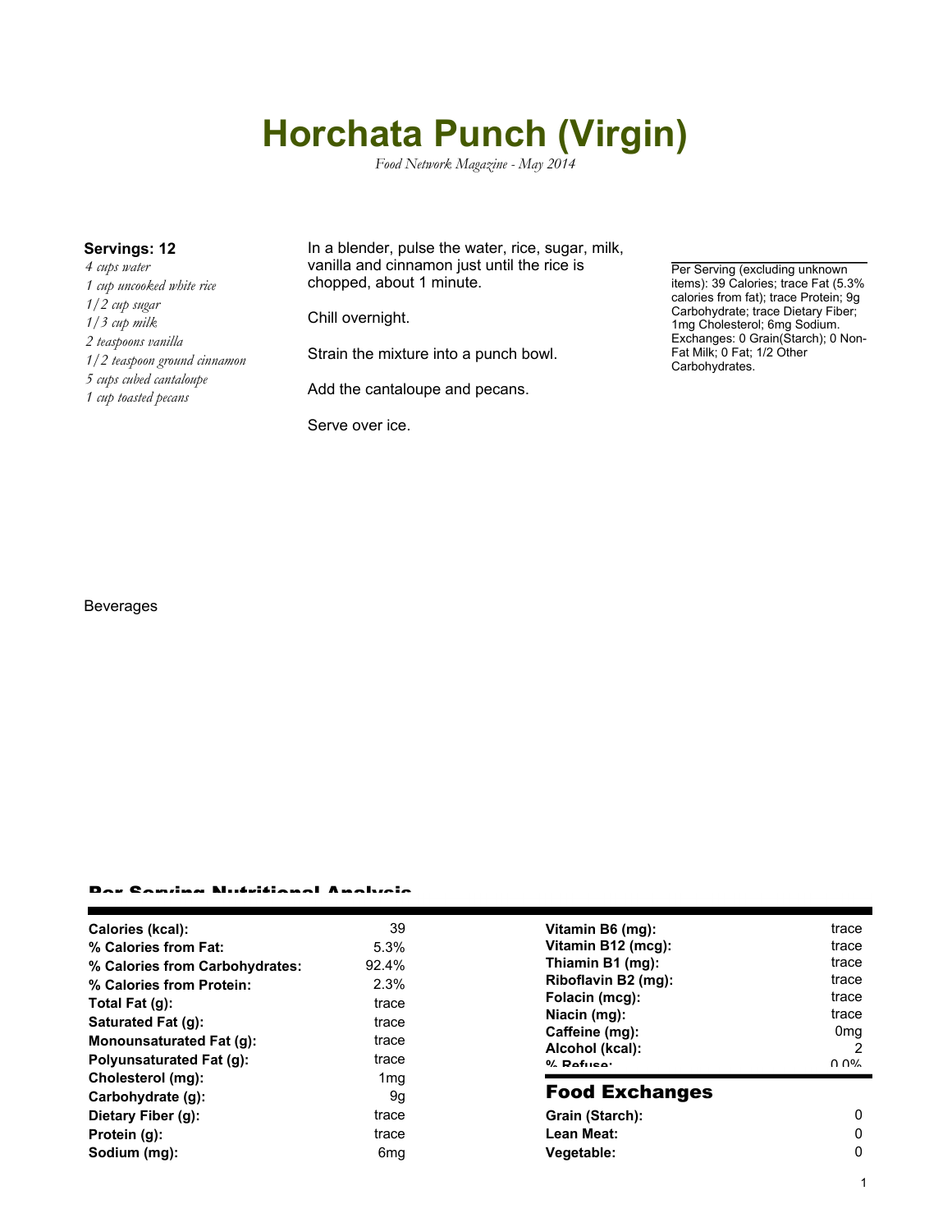# Horchata Punch (Virgin)

*Food Network Magazine - May 2014*

**Servings: 12**

*4 cups water*
*1 cup uncooked white rice*
*1/2 cup sugar*
*1/3 cup milk*
*2 teaspoons vanilla*
*1/2 teaspoon ground cinnamon*
*5 cups cubed cantaloupe*
*1 cup toasted pecans*

In a blender, pulse the water, rice, sugar, milk, vanilla and cinnamon just until the rice is chopped, about 1 minute.

Chill overnight.

Strain the mixture into a punch bowl.

Add the cantaloupe and pecans.

Serve over ice.

Per Serving (excluding unknown items): 39 Calories; trace Fat (5.3% calories from fat); trace Protein; 9g Carbohydrate; trace Dietary Fiber; 1mg Cholesterol; 6mg Sodium. Exchanges: 0 Grain(Starch); 0 Non-Fat Milk; 0 Fat; 1/2 Other Carbohydrates.

Beverages

## Per Serving Nutritional Analysis

| | |
|---|---|
| **Calories (kcal):** | 39 |
| **% Calories from Fat:** | 5.3% |
| **% Calories from Carbohydrates:** | 92.4% |
| **% Calories from Protein:** | 2.3% |
| **Total Fat (g):** | trace |
| **Saturated Fat (g):** | trace |
| **Monounsaturated Fat (g):** | trace |
| **Polyunsaturated Fat (g):** | trace |
| **Cholesterol (mg):** | 1mg |
| **Carbohydrate (g):** | 9g |
| **Dietary Fiber (g):** | trace |
| **Protein (g):** | trace |
| **Sodium (mg):** | 6mg |
| **Vitamin B6 (mg):** | trace |
| **Vitamin B12 (mcg):** | trace |
| **Thiamin B1 (mg):** | trace |
| **Riboflavin B2 (mg):** | trace |
| **Folacin (mcg):** | trace |
| **Niacin (mg):** | trace |
| **Caffeine (mg):** | 0mg |
| **Alcohol (kcal):** | 2 |
| **% Refuse:** | 0.0% |

## Food Exchanges

| | |
|---|---|
| **Grain (Starch):** | 0 |
| **Lean Meat:** | 0 |
| **Vegetable:** | 0 |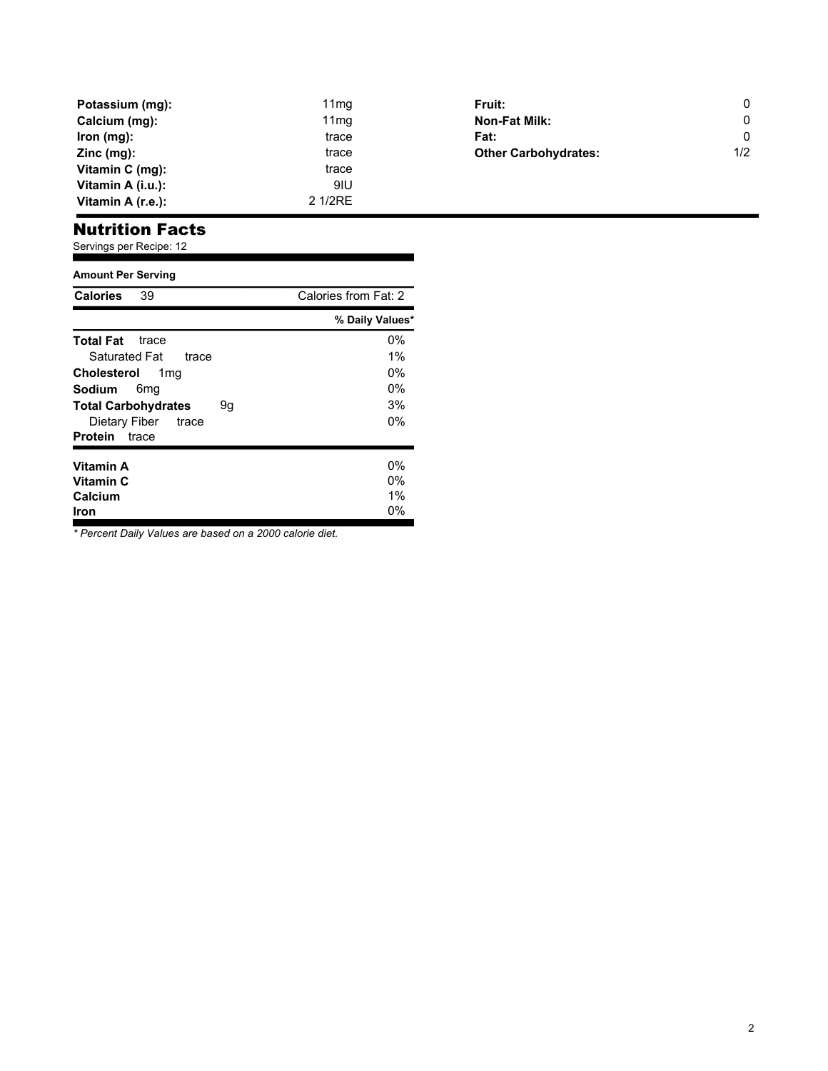| | | | |
|---|---|---|---|
| **Potassium (mg):** | 11mg | **Fruit:** | 0 |
| **Calcium (mg):** | 11mg | **Non-Fat Milk:** | 0 |
| **Iron (mg):** | trace | **Fat:** | 0 |
| **Zinc (mg):** | trace | **Other Carbohydrates:** | 1/2 |
| **Vitamin C (mg):** | trace | | |
| **Vitamin A (i.u.):** | 9IU | | |
| **Vitamin A (r.e.):** | 2 1/2RE | | |

## Nutrition Facts

Servings per Recipe: 12

**Amount Per Serving**

| | |
|---|---|
| **Calories** 39 | Calories from Fat: 2 |
| | **% Daily Values*** |
| **Total Fat** trace | 0% |
| Saturated Fat trace | 1% |
| **Cholesterol** 1mg | 0% |
| **Sodium** 6mg | 0% |
| **Total Carbohydrates** 9g | 3% |
| Dietary Fiber trace | 0% |
| **Protein** trace | |
| **Vitamin A** | 0% |
| **Vitamin C** | 0% |
| **Calcium** | 1% |
| **Iron** | 0% |

*\* Percent Daily Values are based on a 2000 calorie diet.*